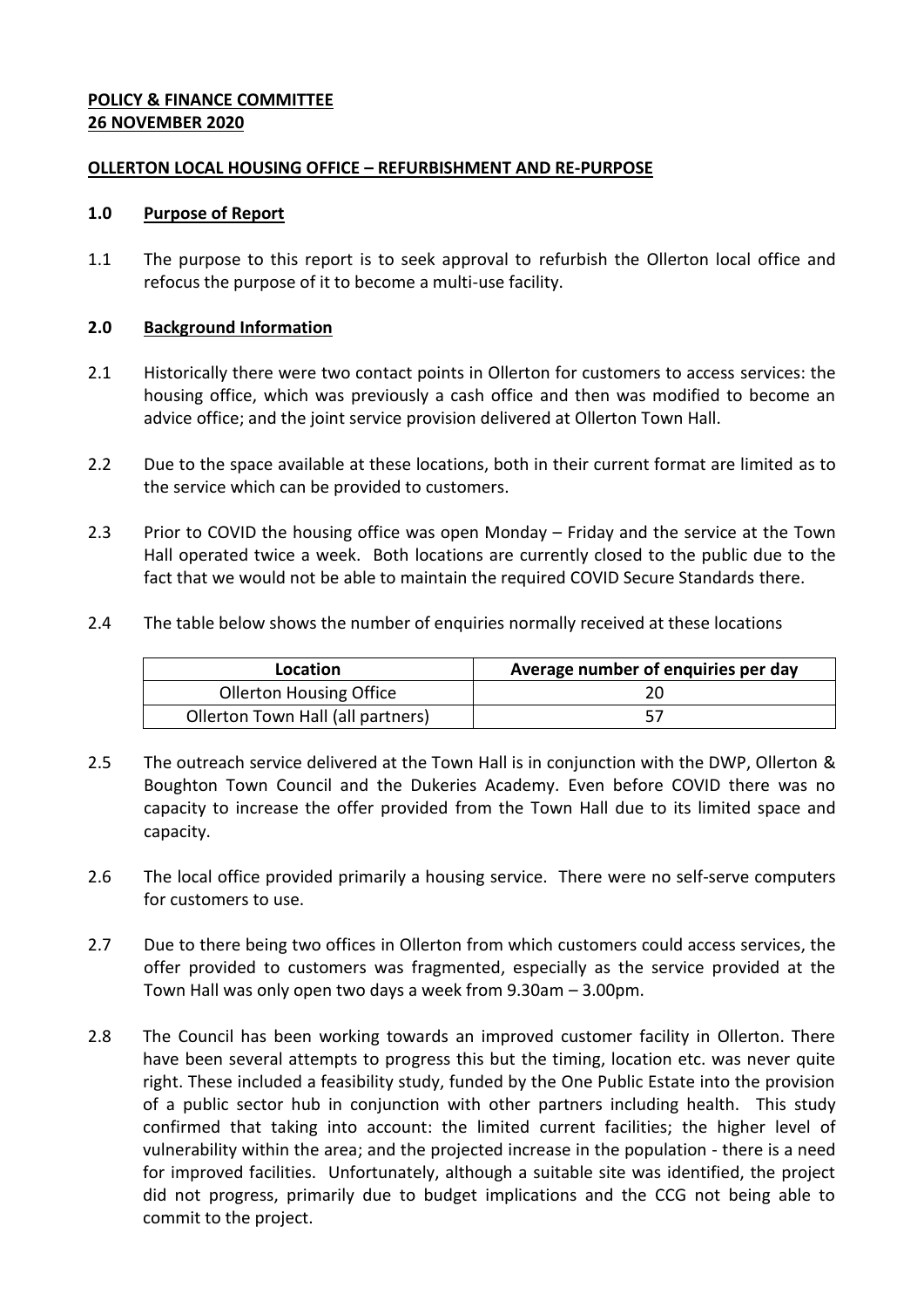**POLICY & FINANCE COMMITTEE**
**26 NOVEMBER 2020**

**OLLERTON LOCAL HOUSING OFFICE – REFURBISHMENT AND RE-PURPOSE**

## 1.0 Purpose of Report

1.1 The purpose to this report is to seek approval to refurbish the Ollerton local office and refocus the purpose of it to become a multi-use facility.

## 2.0 Background Information

2.1 Historically there were two contact points in Ollerton for customers to access services: the housing office, which was previously a cash office and then was modified to become an advice office; and the joint service provision delivered at Ollerton Town Hall.

2.2 Due to the space available at these locations, both in their current format are limited as to the service which can be provided to customers.

2.3 Prior to COVID the housing office was open Monday – Friday and the service at the Town Hall operated twice a week. Both locations are currently closed to the public due to the fact that we would not be able to maintain the required COVID Secure Standards there.

2.4 The table below shows the number of enquiries normally received at these locations

| Location | Average number of enquiries per day |
| --- | --- |
| Ollerton Housing Office | 20 |
| Ollerton Town Hall (all partners) | 57 |

2.5 The outreach service delivered at the Town Hall is in conjunction with the DWP, Ollerton & Boughton Town Council and the Dukeries Academy. Even before COVID there was no capacity to increase the offer provided from the Town Hall due to its limited space and capacity.

2.6 The local office provided primarily a housing service. There were no self-serve computers for customers to use.

2.7 Due to there being two offices in Ollerton from which customers could access services, the offer provided to customers was fragmented, especially as the service provided at the Town Hall was only open two days a week from 9.30am – 3.00pm.

2.8 The Council has been working towards an improved customer facility in Ollerton. There have been several attempts to progress this but the timing, location etc. was never quite right. These included a feasibility study, funded by the One Public Estate into the provision of a public sector hub in conjunction with other partners including health. This study confirmed that taking into account: the limited current facilities; the higher level of vulnerability within the area; and the projected increase in the population - there is a need for improved facilities. Unfortunately, although a suitable site was identified, the project did not progress, primarily due to budget implications and the CCG not being able to commit to the project.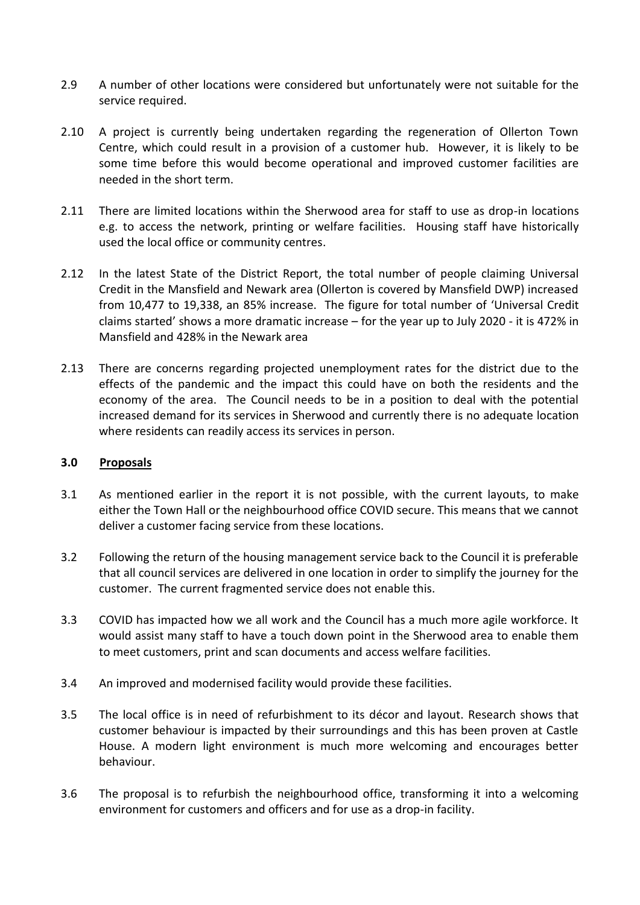2.9 A number of other locations were considered but unfortunately were not suitable for the service required.

2.10 A project is currently being undertaken regarding the regeneration of Ollerton Town Centre, which could result in a provision of a customer hub. However, it is likely to be some time before this would become operational and improved customer facilities are needed in the short term.

2.11 There are limited locations within the Sherwood area for staff to use as drop-in locations e.g. to access the network, printing or welfare facilities. Housing staff have historically used the local office or community centres.

2.12 In the latest State of the District Report, the total number of people claiming Universal Credit in the Mansfield and Newark area (Ollerton is covered by Mansfield DWP) increased from 10,477 to 19,338, an 85% increase. The figure for total number of 'Universal Credit claims started' shows a more dramatic increase – for the year up to July 2020 - it is 472% in Mansfield and 428% in the Newark area

2.13 There are concerns regarding projected unemployment rates for the district due to the effects of the pandemic and the impact this could have on both the residents and the economy of the area. The Council needs to be in a position to deal with the potential increased demand for its services in Sherwood and currently there is no adequate location where residents can readily access its services in person.

## 3.0 Proposals

3.1 As mentioned earlier in the report it is not possible, with the current layouts, to make either the Town Hall or the neighbourhood office COVID secure. This means that we cannot deliver a customer facing service from these locations.

3.2 Following the return of the housing management service back to the Council it is preferable that all council services are delivered in one location in order to simplify the journey for the customer. The current fragmented service does not enable this.

3.3 COVID has impacted how we all work and the Council has a much more agile workforce. It would assist many staff to have a touch down point in the Sherwood area to enable them to meet customers, print and scan documents and access welfare facilities.

3.4 An improved and modernised facility would provide these facilities.

3.5 The local office is in need of refurbishment to its décor and layout. Research shows that customer behaviour is impacted by their surroundings and this has been proven at Castle House. A modern light environment is much more welcoming and encourages better behaviour.

3.6 The proposal is to refurbish the neighbourhood office, transforming it into a welcoming environment for customers and officers and for use as a drop-in facility.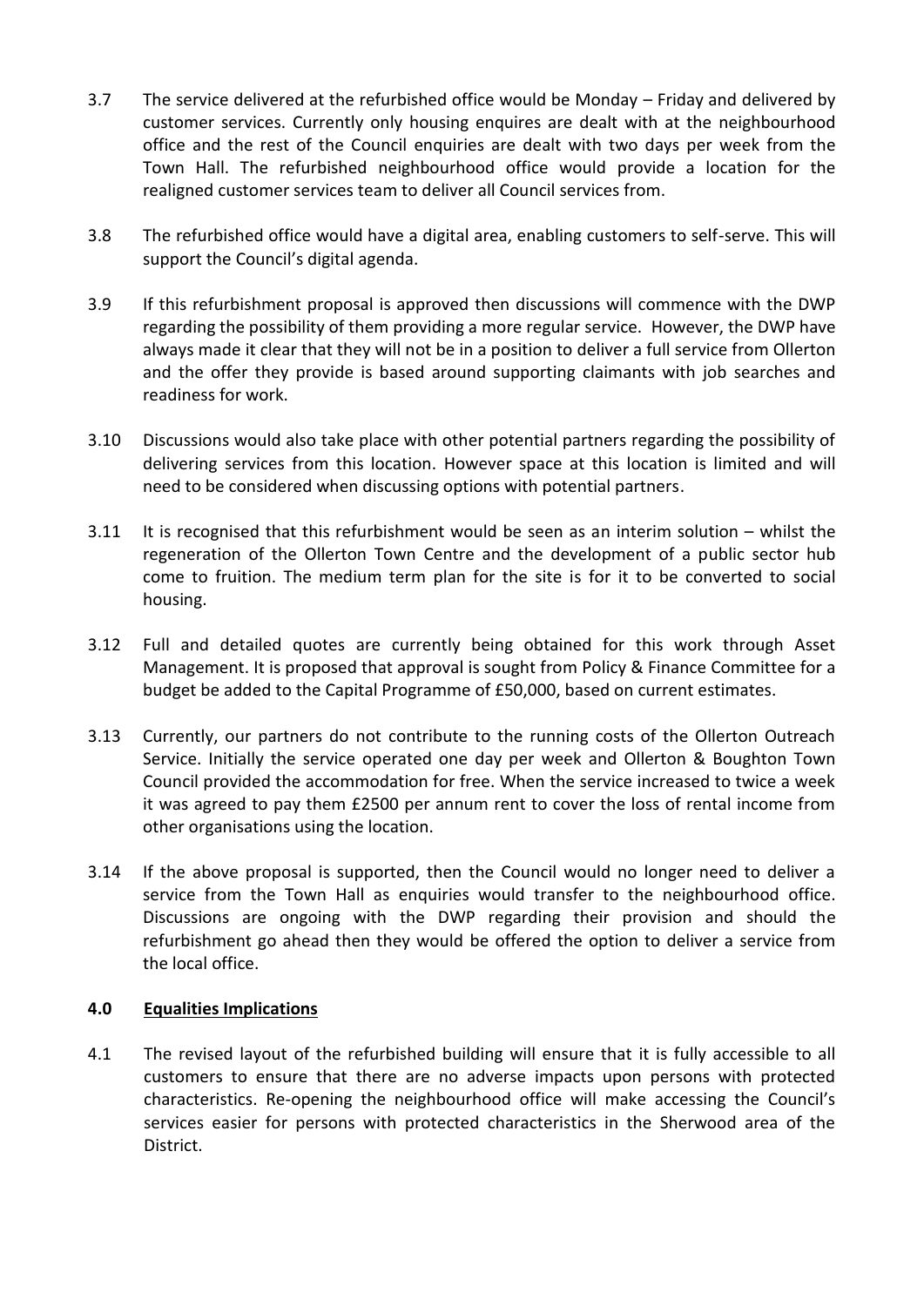3.7 The service delivered at the refurbished office would be Monday – Friday and delivered by customer services. Currently only housing enquires are dealt with at the neighbourhood office and the rest of the Council enquiries are dealt with two days per week from the Town Hall. The refurbished neighbourhood office would provide a location for the realigned customer services team to deliver all Council services from.

3.8 The refurbished office would have a digital area, enabling customers to self-serve. This will support the Council's digital agenda.

3.9 If this refurbishment proposal is approved then discussions will commence with the DWP regarding the possibility of them providing a more regular service. However, the DWP have always made it clear that they will not be in a position to deliver a full service from Ollerton and the offer they provide is based around supporting claimants with job searches and readiness for work.

3.10 Discussions would also take place with other potential partners regarding the possibility of delivering services from this location. However space at this location is limited and will need to be considered when discussing options with potential partners.

3.11 It is recognised that this refurbishment would be seen as an interim solution – whilst the regeneration of the Ollerton Town Centre and the development of a public sector hub come to fruition. The medium term plan for the site is for it to be converted to social housing.

3.12 Full and detailed quotes are currently being obtained for this work through Asset Management. It is proposed that approval is sought from Policy & Finance Committee for a budget be added to the Capital Programme of £50,000, based on current estimates.

3.13 Currently, our partners do not contribute to the running costs of the Ollerton Outreach Service. Initially the service operated one day per week and Ollerton & Boughton Town Council provided the accommodation for free. When the service increased to twice a week it was agreed to pay them £2500 per annum rent to cover the loss of rental income from other organisations using the location.

3.14 If the above proposal is supported, then the Council would no longer need to deliver a service from the Town Hall as enquiries would transfer to the neighbourhood office. Discussions are ongoing with the DWP regarding their provision and should the refurbishment go ahead then they would be offered the option to deliver a service from the local office.

## 4.0 Equalities Implications

4.1 The revised layout of the refurbished building will ensure that it is fully accessible to all customers to ensure that there are no adverse impacts upon persons with protected characteristics. Re-opening the neighbourhood office will make accessing the Council's services easier for persons with protected characteristics in the Sherwood area of the District.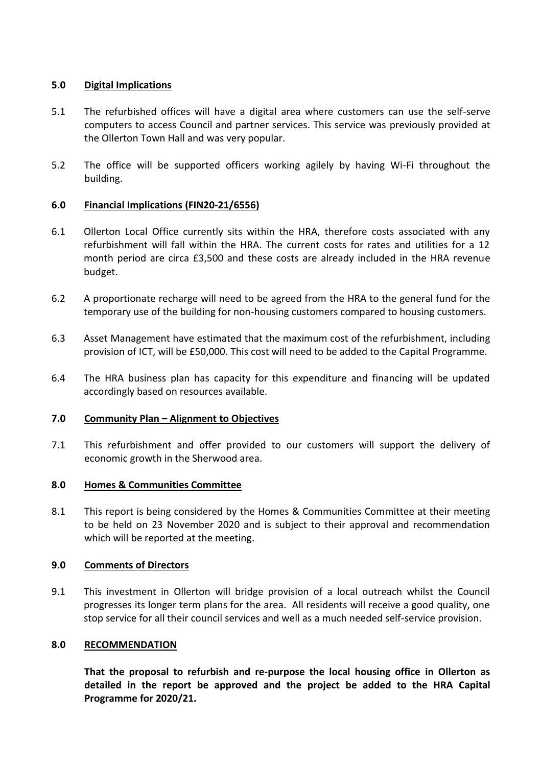## 5.0 Digital Implications

5.1 The refurbished offices will have a digital area where customers can use the self-serve computers to access Council and partner services. This service was previously provided at the Ollerton Town Hall and was very popular.

5.2 The office will be supported officers working agilely by having Wi-Fi throughout the building.

## 6.0 Financial Implications (FIN20-21/6556)

6.1 Ollerton Local Office currently sits within the HRA, therefore costs associated with any refurbishment will fall within the HRA. The current costs for rates and utilities for a 12 month period are circa £3,500 and these costs are already included in the HRA revenue budget.

6.2 A proportionate recharge will need to be agreed from the HRA to the general fund for the temporary use of the building for non-housing customers compared to housing customers.

6.3 Asset Management have estimated that the maximum cost of the refurbishment, including provision of ICT, will be £50,000. This cost will need to be added to the Capital Programme.

6.4 The HRA business plan has capacity for this expenditure and financing will be updated accordingly based on resources available.

## 7.0 Community Plan – Alignment to Objectives

7.1 This refurbishment and offer provided to our customers will support the delivery of economic growth in the Sherwood area.

## 8.0 Homes & Communities Committee

8.1 This report is being considered by the Homes & Communities Committee at their meeting to be held on 23 November 2020 and is subject to their approval and recommendation which will be reported at the meeting.

## 9.0 Comments of Directors

9.1 This investment in Ollerton will bridge provision of a local outreach whilst the Council progresses its longer term plans for the area. All residents will receive a good quality, one stop service for all their council services and well as a much needed self-service provision.

## 8.0 RECOMMENDATION

**That the proposal to refurbish and re-purpose the local housing office in Ollerton as detailed in the report be approved and the project be added to the HRA Capital Programme for 2020/21.**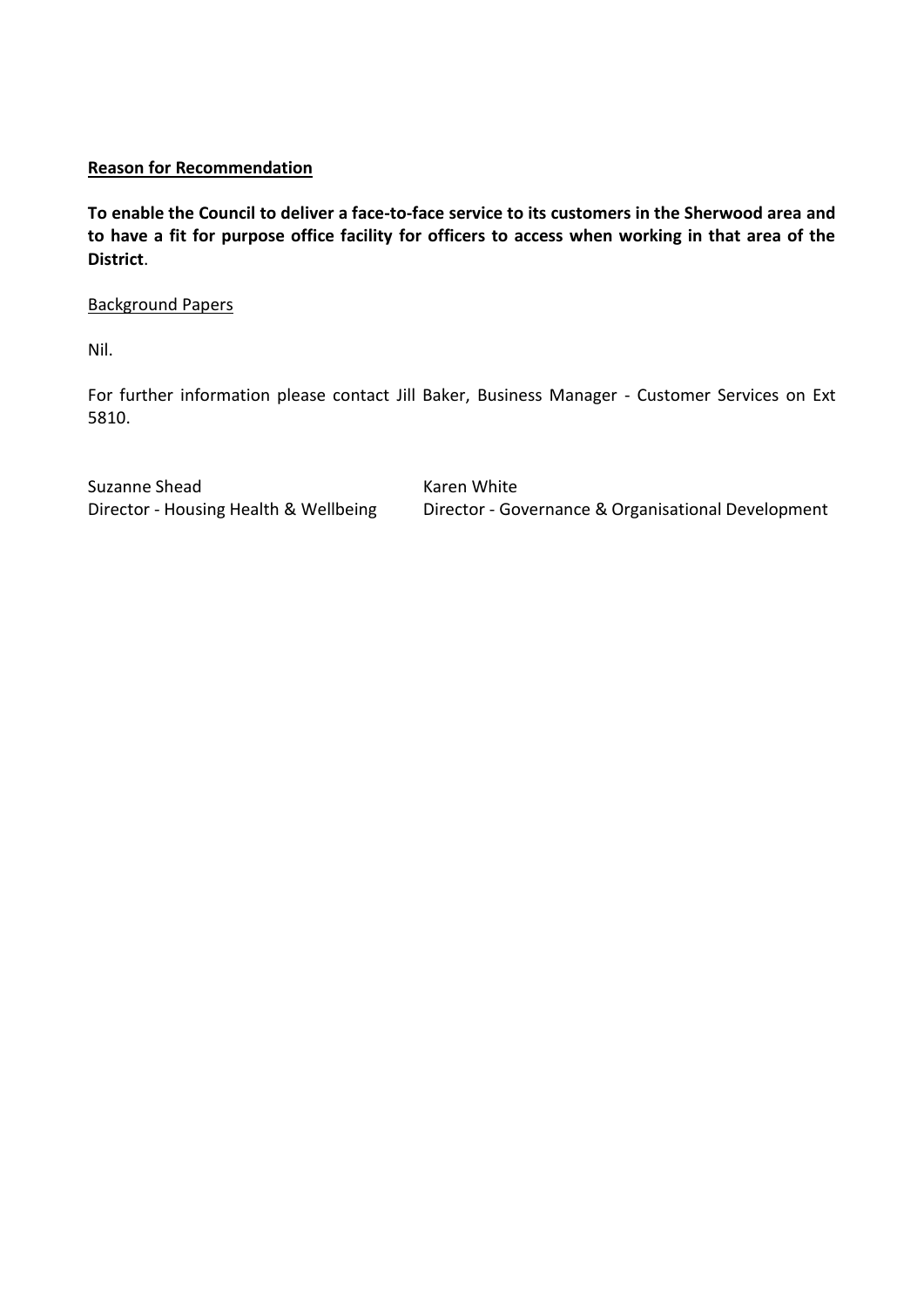**Reason for Recommendation**

**To enable the Council to deliver a face-to-face service to its customers in the Sherwood area and to have a fit for purpose office facility for officers to access when working in that area of the District**.

Background Papers

Nil.

For further information please contact Jill Baker, Business Manager - Customer Services on Ext 5810.

Suzanne Shead
Director - Housing Health & Wellbeing

Karen White
Director - Governance & Organisational Development